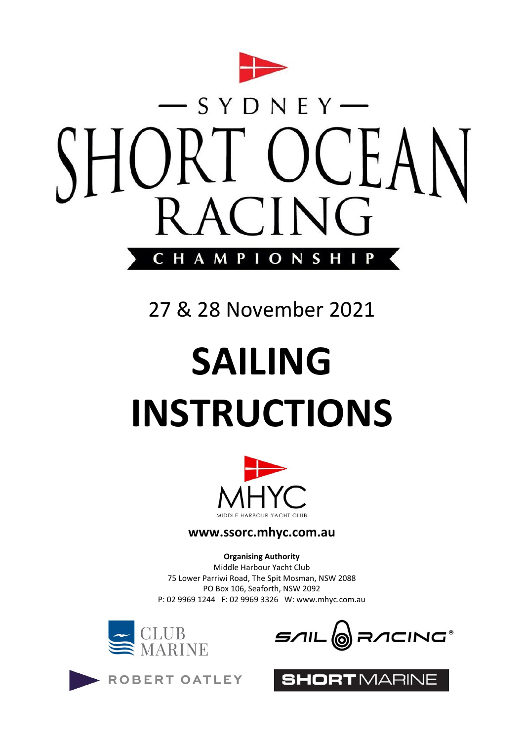— SYDNEY —

# SHORT OCEAN RACING

CHAMPIONSHIP

27 & 28 November 2021

# SAILING INSTRUCTIONS

MHYC

MIDDLE HARBOUR YACHT CLUB

**www.ssorc.mhyc.com.au**

**Organising Authority**
Middle Harbour Yacht Club
75 Lower Parriwi Road, The Spit Mosman, NSW 2088
PO Box 106, Seaforth, NSW 2092
P: 02 9969 1244 F: 02 9969 3326 W: www.mhyc.com.au

CLUB MARINE

SAIL RACING

ROBERT OATLEY

SHORTMARINE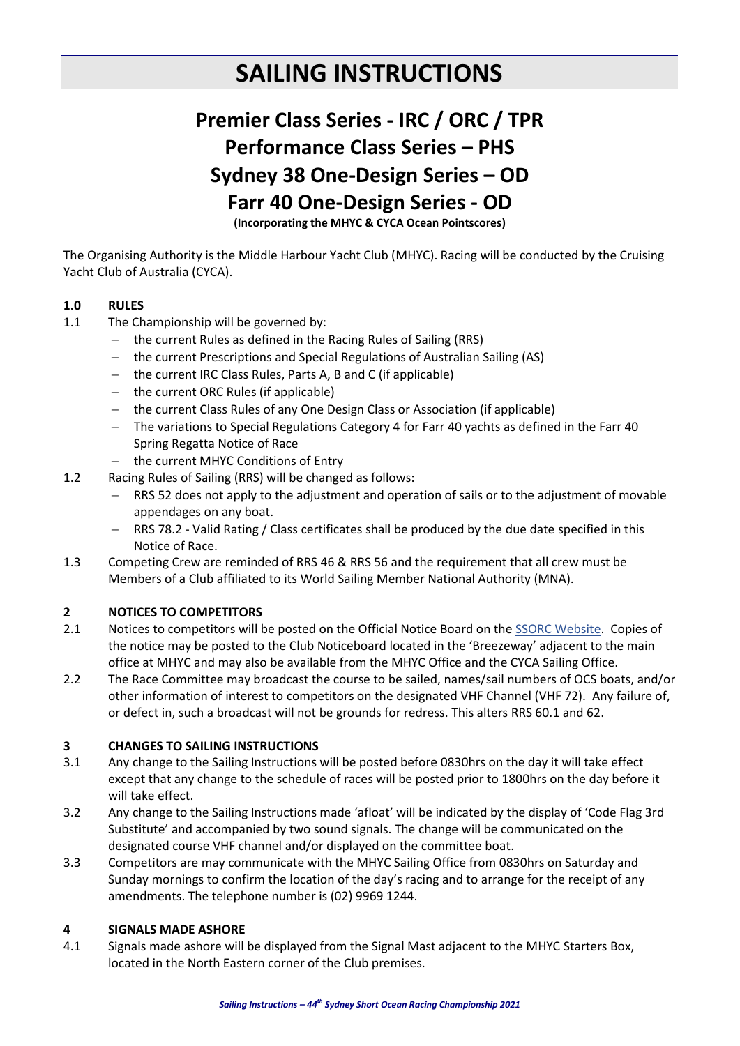# SAILING INSTRUCTIONS

## Premier Class Series - IRC / ORC / TPR
## Performance Class Series – PHS
## Sydney 38 One-Design Series – OD
## Farr 40 One-Design Series - OD

**(Incorporating the MHYC & CYCA Ocean Pointscores)**

The Organising Authority is the Middle Harbour Yacht Club (MHYC). Racing will be conducted by the Cruising Yacht Club of Australia (CYCA).

### 1.0 RULES

1.1 The Championship will be governed by:
- the current Rules as defined in the Racing Rules of Sailing (RRS)
- the current Prescriptions and Special Regulations of Australian Sailing (AS)
- the current IRC Class Rules, Parts A, B and C (if applicable)
- the current ORC Rules (if applicable)
- the current Class Rules of any One Design Class or Association (if applicable)
- The variations to Special Regulations Category 4 for Farr 40 yachts as defined in the Farr 40 Spring Regatta Notice of Race
- the current MHYC Conditions of Entry

1.2 Racing Rules of Sailing (RRS) will be changed as follows:
- RRS 52 does not apply to the adjustment and operation of sails or to the adjustment of movable appendages on any boat.
- RRS 78.2 - Valid Rating / Class certificates shall be produced by the due date specified in this Notice of Race.

1.3 Competing Crew are reminded of RRS 46 & RRS 56 and the requirement that all crew must be Members of a Club affiliated to its World Sailing Member National Authority (MNA).

### 2 NOTICES TO COMPETITORS

2.1 Notices to competitors will be posted on the Official Notice Board on the SSORC Website. Copies of the notice may be posted to the Club Noticeboard located in the 'Breezeway' adjacent to the main office at MHYC and may also be available from the MHYC Office and the CYCA Sailing Office.

2.2 The Race Committee may broadcast the course to be sailed, names/sail numbers of OCS boats, and/or other information of interest to competitors on the designated VHF Channel (VHF 72). Any failure of, or defect in, such a broadcast will not be grounds for redress. This alters RRS 60.1 and 62.

### 3 CHANGES TO SAILING INSTRUCTIONS

3.1 Any change to the Sailing Instructions will be posted before 0830hrs on the day it will take effect except that any change to the schedule of races will be posted prior to 1800hrs on the day before it will take effect.

3.2 Any change to the Sailing Instructions made 'afloat' will be indicated by the display of 'Code Flag 3rd Substitute' and accompanied by two sound signals. The change will be communicated on the designated course VHF channel and/or displayed on the committee boat.

3.3 Competitors are may communicate with the MHYC Sailing Office from 0830hrs on Saturday and Sunday mornings to confirm the location of the day's racing and to arrange for the receipt of any amendments. The telephone number is (02) 9969 1244.

### 4 SIGNALS MADE ASHORE

4.1 Signals made ashore will be displayed from the Signal Mast adjacent to the MHYC Starters Box, located in the North Eastern corner of the Club premises.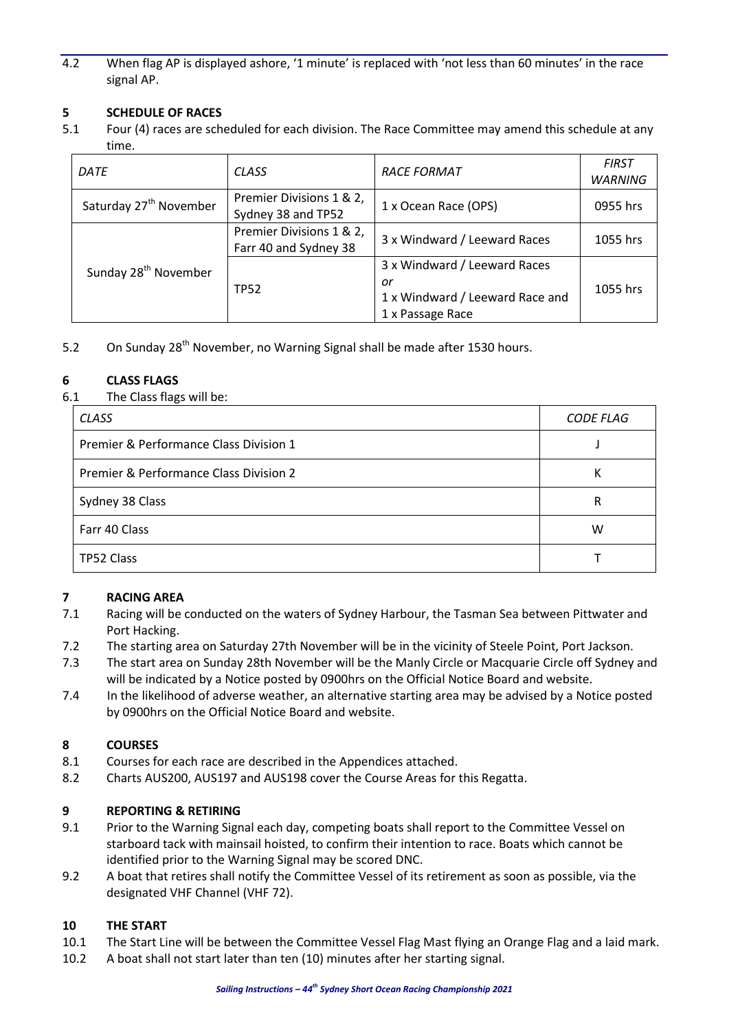4.2 When flag AP is displayed ashore, '1 minute' is replaced with 'not less than 60 minutes' in the race signal AP.

## 5 SCHEDULE OF RACES

5.1 Four (4) races are scheduled for each division. The Race Committee may amend this schedule at any time.

| *DATE* | *CLASS* | *RACE FORMAT* | *FIRST WARNING* |
|---|---|---|---|
| Saturday 27th November | Premier Divisions 1 & 2, Sydney 38 and TP52 | 1 x Ocean Race (OPS) | 0955 hrs |
| Sunday 28th November | Premier Divisions 1 & 2, Farr 40 and Sydney 38 | 3 x Windward / Leeward Races | 1055 hrs |
| | TP52 | 3 x Windward / Leeward Races *or* 1 x Windward / Leeward Race and 1 x Passage Race | 1055 hrs |

5.2 On Sunday 28th November, no Warning Signal shall be made after 1530 hours.

## 6 CLASS FLAGS

6.1 The Class flags will be:

| *CLASS* | *CODE FLAG* |
|---|---|
| Premier & Performance Class Division 1 | J |
| Premier & Performance Class Division 2 | K |
| Sydney 38 Class | R |
| Farr 40 Class | W |
| TP52 Class | T |

## 7 RACING AREA

7.1 Racing will be conducted on the waters of Sydney Harbour, the Tasman Sea between Pittwater and Port Hacking.

7.2 The starting area on Saturday 27th November will be in the vicinity of Steele Point, Port Jackson.

7.3 The start area on Sunday 28th November will be the Manly Circle or Macquarie Circle off Sydney and will be indicated by a Notice posted by 0900hrs on the Official Notice Board and website.

7.4 In the likelihood of adverse weather, an alternative starting area may be advised by a Notice posted by 0900hrs on the Official Notice Board and website.

## 8 COURSES

8.1 Courses for each race are described in the Appendices attached.

8.2 Charts AUS200, AUS197 and AUS198 cover the Course Areas for this Regatta.

## 9 REPORTING & RETIRING

9.1 Prior to the Warning Signal each day, competing boats shall report to the Committee Vessel on starboard tack with mainsail hoisted, to confirm their intention to race. Boats which cannot be identified prior to the Warning Signal may be scored DNC.

9.2 A boat that retires shall notify the Committee Vessel of its retirement as soon as possible, via the designated VHF Channel (VHF 72).

## 10 THE START

10.1 The Start Line will be between the Committee Vessel Flag Mast flying an Orange Flag and a laid mark.

10.2 A boat shall not start later than ten (10) minutes after her starting signal.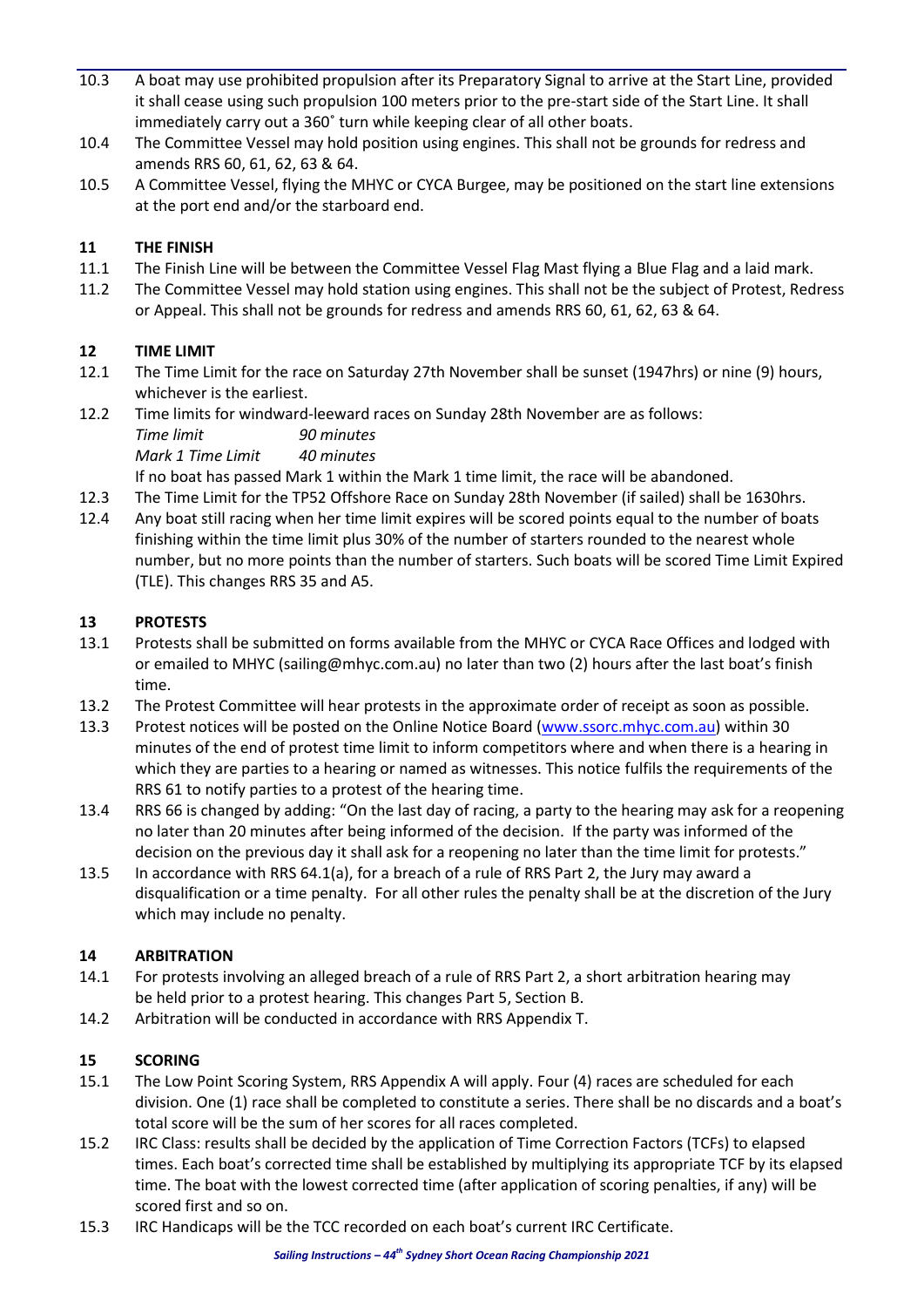10.3 A boat may use prohibited propulsion after its Preparatory Signal to arrive at the Start Line, provided it shall cease using such propulsion 100 meters prior to the pre-start side of the Start Line. It shall immediately carry out a 360˚ turn while keeping clear of all other boats.

10.4 The Committee Vessel may hold position using engines. This shall not be grounds for redress and amends RRS 60, 61, 62, 63 & 64.

10.5 A Committee Vessel, flying the MHYC or CYCA Burgee, may be positioned on the start line extensions at the port end and/or the starboard end.

## 11 THE FINISH

11.1 The Finish Line will be between the Committee Vessel Flag Mast flying a Blue Flag and a laid mark.

11.2 The Committee Vessel may hold station using engines. This shall not be the subject of Protest, Redress or Appeal. This shall not be grounds for redress and amends RRS 60, 61, 62, 63 & 64.

## 12 TIME LIMIT

12.1 The Time Limit for the race on Saturday 27th November shall be sunset (1947hrs) or nine (9) hours, whichever is the earliest.

12.2 Time limits for windward-leeward races on Sunday 28th November are as follows:

*Time limit* *90 minutes*
*Mark 1 Time Limit* *40 minutes*

If no boat has passed Mark 1 within the Mark 1 time limit, the race will be abandoned.

12.3 The Time Limit for the TP52 Offshore Race on Sunday 28th November (if sailed) shall be 1630hrs.

12.4 Any boat still racing when her time limit expires will be scored points equal to the number of boats finishing within the time limit plus 30% of the number of starters rounded to the nearest whole number, but no more points than the number of starters. Such boats will be scored Time Limit Expired (TLE). This changes RRS 35 and A5.

## 13 PROTESTS

13.1 Protests shall be submitted on forms available from the MHYC or CYCA Race Offices and lodged with or emailed to MHYC (sailing@mhyc.com.au) no later than two (2) hours after the last boat's finish time.

13.2 The Protest Committee will hear protests in the approximate order of receipt as soon as possible.

13.3 Protest notices will be posted on the Online Notice Board (www.ssorc.mhyc.com.au) within 30 minutes of the end of protest time limit to inform competitors where and when there is a hearing in which they are parties to a hearing or named as witnesses. This notice fulfils the requirements of the RRS 61 to notify parties to a protest of the hearing time.

13.4 RRS 66 is changed by adding: "On the last day of racing, a party to the hearing may ask for a reopening no later than 20 minutes after being informed of the decision. If the party was informed of the decision on the previous day it shall ask for a reopening no later than the time limit for protests."

13.5 In accordance with RRS 64.1(a), for a breach of a rule of RRS Part 2, the Jury may award a disqualification or a time penalty. For all other rules the penalty shall be at the discretion of the Jury which may include no penalty.

## 14 ARBITRATION

14.1 For protests involving an alleged breach of a rule of RRS Part 2, a short arbitration hearing may be held prior to a protest hearing. This changes Part 5, Section B.

14.2 Arbitration will be conducted in accordance with RRS Appendix T.

## 15 SCORING

15.1 The Low Point Scoring System, RRS Appendix A will apply. Four (4) races are scheduled for each division. One (1) race shall be completed to constitute a series. There shall be no discards and a boat's total score will be the sum of her scores for all races completed.

15.2 IRC Class: results shall be decided by the application of Time Correction Factors (TCFs) to elapsed times. Each boat's corrected time shall be established by multiplying its appropriate TCF by its elapsed time. The boat with the lowest corrected time (after application of scoring penalties, if any) will be scored first and so on.

15.3 IRC Handicaps will be the TCC recorded on each boat's current IRC Certificate.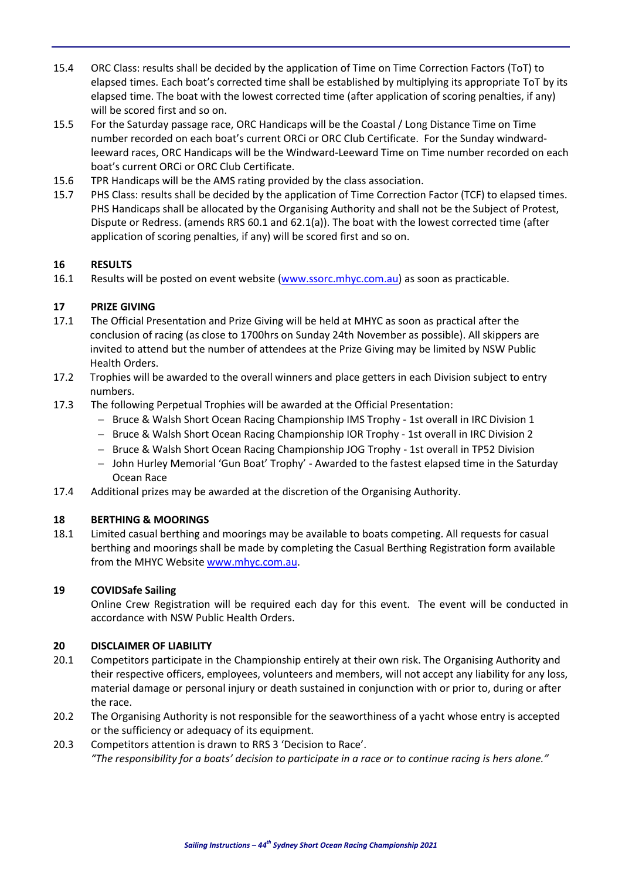15.4 ORC Class: results shall be decided by the application of Time on Time Correction Factors (ToT) to elapsed times. Each boat's corrected time shall be established by multiplying its appropriate ToT by its elapsed time. The boat with the lowest corrected time (after application of scoring penalties, if any) will be scored first and so on.

15.5 For the Saturday passage race, ORC Handicaps will be the Coastal / Long Distance Time on Time number recorded on each boat's current ORCi or ORC Club Certificate. For the Sunday windward-leeward races, ORC Handicaps will be the Windward-Leeward Time on Time number recorded on each boat's current ORCi or ORC Club Certificate.

15.6 TPR Handicaps will be the AMS rating provided by the class association.

15.7 PHS Class: results shall be decided by the application of Time Correction Factor (TCF) to elapsed times. PHS Handicaps shall be allocated by the Organising Authority and shall not be the Subject of Protest, Dispute or Redress. (amends RRS 60.1 and 62.1(a)). The boat with the lowest corrected time (after application of scoring penalties, if any) will be scored first and so on.

## 16 RESULTS

16.1 Results will be posted on event website (www.ssorc.mhyc.com.au) as soon as practicable.

## 17 PRIZE GIVING

17.1 The Official Presentation and Prize Giving will be held at MHYC as soon as practical after the conclusion of racing (as close to 1700hrs on Sunday 24th November as possible). All skippers are invited to attend but the number of attendees at the Prize Giving may be limited by NSW Public Health Orders.

17.2 Trophies will be awarded to the overall winners and place getters in each Division subject to entry numbers.

17.3 The following Perpetual Trophies will be awarded at the Official Presentation:

- Bruce & Walsh Short Ocean Racing Championship IMS Trophy - 1st overall in IRC Division 1
- Bruce & Walsh Short Ocean Racing Championship IOR Trophy - 1st overall in IRC Division 2
- Bruce & Walsh Short Ocean Racing Championship JOG Trophy - 1st overall in TP52 Division
- John Hurley Memorial 'Gun Boat' Trophy' - Awarded to the fastest elapsed time in the Saturday Ocean Race

17.4 Additional prizes may be awarded at the discretion of the Organising Authority.

## 18 BERTHING & MOORINGS

18.1 Limited casual berthing and moorings may be available to boats competing. All requests for casual berthing and moorings shall be made by completing the Casual Berthing Registration form available from the MHYC Website www.mhyc.com.au.

## 19 COVIDSafe Sailing

Online Crew Registration will be required each day for this event. The event will be conducted in accordance with NSW Public Health Orders.

## 20 DISCLAIMER OF LIABILITY

20.1 Competitors participate in the Championship entirely at their own risk. The Organising Authority and their respective officers, employees, volunteers and members, will not accept any liability for any loss, material damage or personal injury or death sustained in conjunction with or prior to, during or after the race.

20.2 The Organising Authority is not responsible for the seaworthiness of a yacht whose entry is accepted or the sufficiency or adequacy of its equipment.

20.3 Competitors attention is drawn to RRS 3 'Decision to Race'.
*"The responsibility for a boats' decision to participate in a race or to continue racing is hers alone."*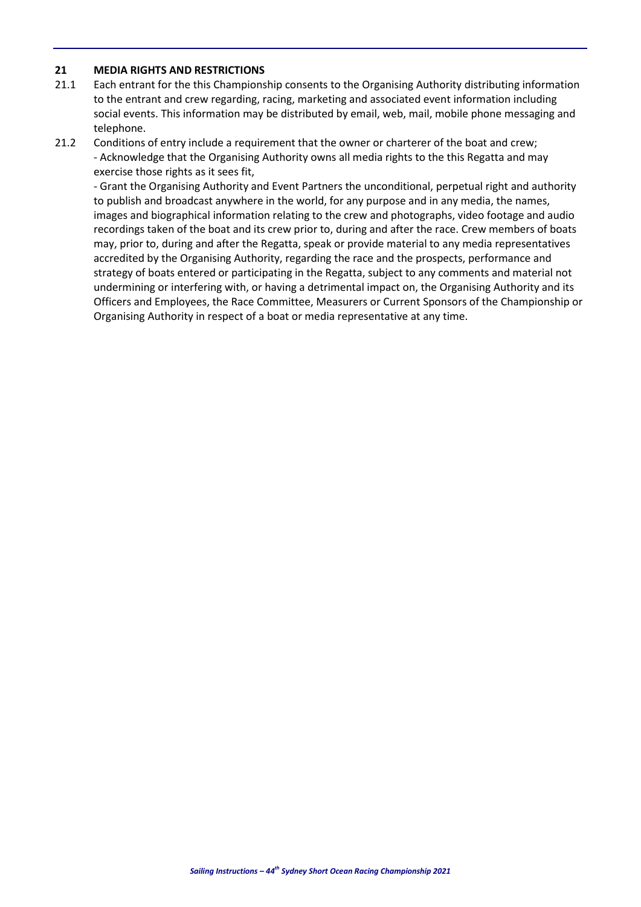## 21 MEDIA RIGHTS AND RESTRICTIONS

21.1 Each entrant for the this Championship consents to the Organising Authority distributing information to the entrant and crew regarding, racing, marketing and associated event information including social events. This information may be distributed by email, web, mail, mobile phone messaging and telephone.

21.2 Conditions of entry include a requirement that the owner or charterer of the boat and crew;

- Acknowledge that the Organising Authority owns all media rights to the this Regatta and may exercise those rights as it sees fit,
- Grant the Organising Authority and Event Partners the unconditional, perpetual right and authority to publish and broadcast anywhere in the world, for any purpose and in any media, the names, images and biographical information relating to the crew and photographs, video footage and audio recordings taken of the boat and its crew prior to, during and after the race. Crew members of boats may, prior to, during and after the Regatta, speak or provide material to any media representatives accredited by the Organising Authority, regarding the race and the prospects, performance and strategy of boats entered or participating in the Regatta, subject to any comments and material not undermining or interfering with, or having a detrimental impact on, the Organising Authority and its Officers and Employees, the Race Committee, Measurers or Current Sponsors of the Championship or Organising Authority in respect of a boat or media representative at any time.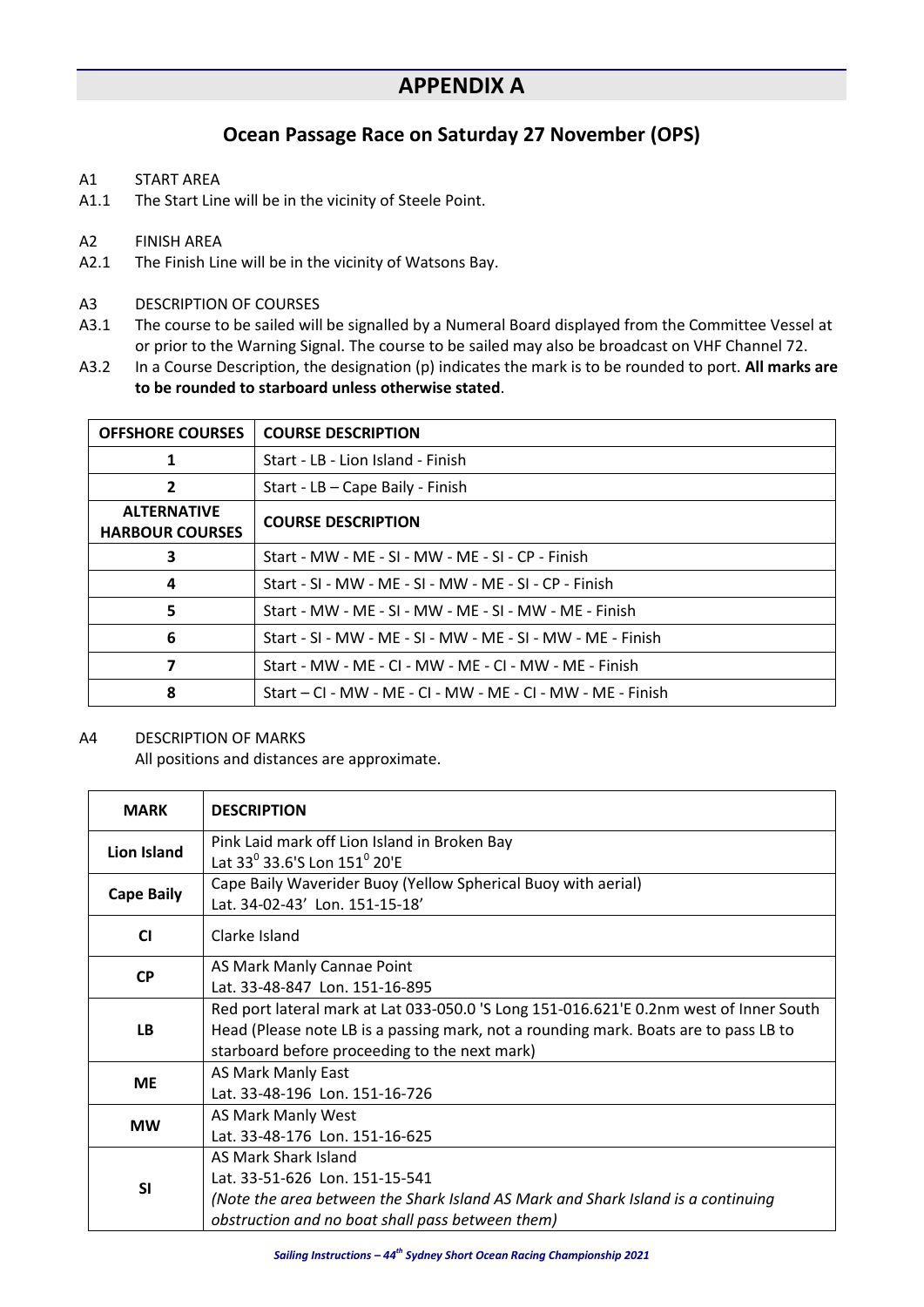# APPENDIX A

## Ocean Passage Race on Saturday 27 November (OPS)

A1 START AREA

A1.1 The Start Line will be in the vicinity of Steele Point.

A2 FINISH AREA

A2.1 The Finish Line will be in the vicinity of Watsons Bay.

A3 DESCRIPTION OF COURSES

A3.1 The course to be sailed will be signalled by a Numeral Board displayed from the Committee Vessel at or prior to the Warning Signal. The course to be sailed may also be broadcast on VHF Channel 72.

A3.2 In a Course Description, the designation (p) indicates the mark is to be rounded to port. **All marks are to be rounded to starboard unless otherwise stated**.

| OFFSHORE COURSES | COURSE DESCRIPTION |
|---|---|
| 1 | Start - LB - Lion Island - Finish |
| 2 | Start - LB – Cape Baily - Finish |
| **ALTERNATIVE HARBOUR COURSES** | **COURSE DESCRIPTION** |
| 3 | Start - MW - ME - SI - MW - ME - SI - CP - Finish |
| 4 | Start - SI - MW - ME - SI - MW - ME - SI - CP - Finish |
| 5 | Start - MW - ME - SI - MW - ME - SI - MW - ME - Finish |
| 6 | Start - SI - MW - ME - SI - MW - ME - SI - MW - ME - Finish |
| 7 | Start - MW - ME - CI - MW - ME - CI - MW - ME - Finish |
| 8 | Start – CI - MW - ME - CI - MW - ME - CI - MW - ME - Finish |

A4 DESCRIPTION OF MARKS

All positions and distances are approximate.

| MARK | DESCRIPTION |
|---|---|
| Lion Island | Pink Laid mark off Lion Island in Broken Bay<br>Lat 33$^0$ 33.6'S Lon 151$^0$ 20'E |
| Cape Baily | Cape Baily Waverider Buoy (Yellow Spherical Buoy with aerial)<br>Lat. 34-02-43' Lon. 151-15-18' |
| CI | Clarke Island |
| CP | AS Mark Manly Cannae Point<br>Lat. 33-48-847 Lon. 151-16-895 |
| LB | Red port lateral mark at Lat 033-050.0 'S Long 151-016.621'E 0.2nm west of Inner South Head (Please note LB is a passing mark, not a rounding mark. Boats are to pass LB to starboard before proceeding to the next mark) |
| ME | AS Mark Manly East<br>Lat. 33-48-196 Lon. 151-16-726 |
| MW | AS Mark Manly West<br>Lat. 33-48-176 Lon. 151-16-625 |
| SI | AS Mark Shark Island<br>Lat. 33-51-626 Lon. 151-15-541<br>*(Note the area between the Shark Island AS Mark and Shark Island is a continuing obstruction and no boat shall pass between them)* |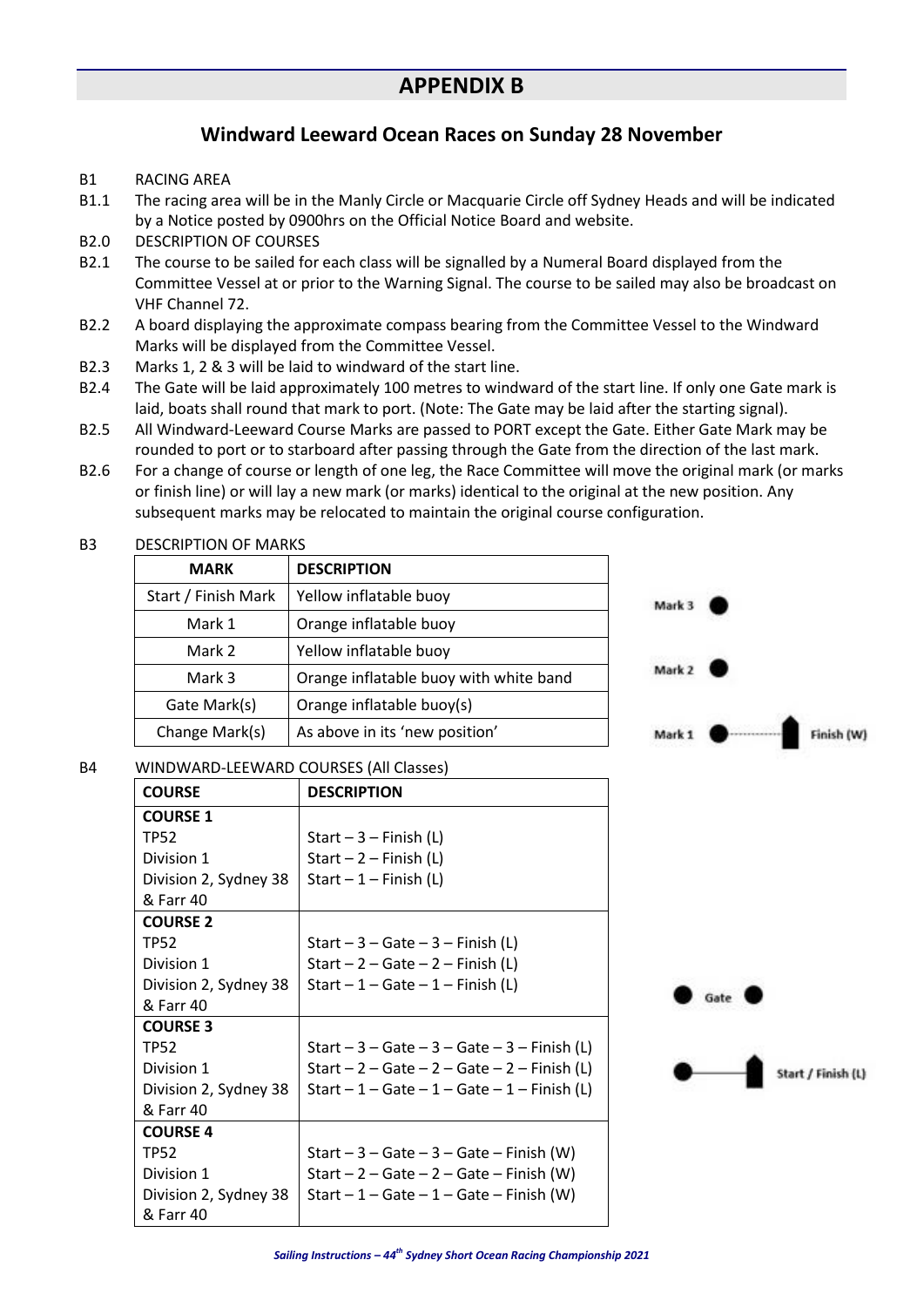# APPENDIX B

## Windward Leeward Ocean Races on Sunday 28 November

B1 RACING AREA

B1.1 The racing area will be in the Manly Circle or Macquarie Circle off Sydney Heads and will be indicated by a Notice posted by 0900hrs on the Official Notice Board and website.

B2.0 DESCRIPTION OF COURSES

B2.1 The course to be sailed for each class will be signalled by a Numeral Board displayed from the Committee Vessel at or prior to the Warning Signal. The course to be sailed may also be broadcast on VHF Channel 72.

B2.2 A board displaying the approximate compass bearing from the Committee Vessel to the Windward Marks will be displayed from the Committee Vessel.

B2.3 Marks 1, 2 & 3 will be laid to windward of the start line.

B2.4 The Gate will be laid approximately 100 metres to windward of the start line. If only one Gate mark is laid, boats shall round that mark to port. (Note: The Gate may be laid after the starting signal).

B2.5 All Windward-Leeward Course Marks are passed to PORT except the Gate. Either Gate Mark may be rounded to port or to starboard after passing through the Gate from the direction of the last mark.

B2.6 For a change of course or length of one leg, the Race Committee will move the original mark (or marks or finish line) or will lay a new mark (or marks) identical to the original at the new position. Any subsequent marks may be relocated to maintain the original course configuration.

B3 DESCRIPTION OF MARKS

| MARK | DESCRIPTION |
|---|---|
| Start / Finish Mark | Yellow inflatable buoy |
| Mark 1 | Orange inflatable buoy |
| Mark 2 | Yellow inflatable buoy |
| Mark 3 | Orange inflatable buoy with white band |
| Gate Mark(s) | Orange inflatable buoy(s) |
| Change Mark(s) | As above in its 'new position' |

Mark 3

Mark 2

Mark 1 — Finish (W)

Gate

Start / Finish (L)

B4 WINDWARD-LEEWARD COURSES (All Classes)

| COURSE | DESCRIPTION |
|---|---|
| **COURSE 1** | |
| TP52 | Start – 3 – Finish (L) |
| Division 1 | Start – 2 – Finish (L) |
| Division 2, Sydney 38 & Farr 40 | Start – 1 – Finish (L) |
| **COURSE 2** | |
| TP52 | Start – 3 – Gate – 3 – Finish (L) |
| Division 1 | Start – 2 – Gate – 2 – Finish (L) |
| Division 2, Sydney 38 & Farr 40 | Start – 1 – Gate – 1 – Finish (L) |
| **COURSE 3** | |
| TP52 | Start – 3 – Gate – 3 – Gate – 3 – Finish (L) |
| Division 1 | Start – 2 – Gate – 2 – Gate – 2 – Finish (L) |
| Division 2, Sydney 38 & Farr 40 | Start – 1 – Gate – 1 – Gate – 1 – Finish (L) |
| **COURSE 4** | |
| TP52 | Start – 3 – Gate – 3 – Gate – Finish (W) |
| Division 1 | Start – 2 – Gate – 2 – Gate – Finish (W) |
| Division 2, Sydney 38 & Farr 40 | Start – 1 – Gate – 1 – Gate – Finish (W) |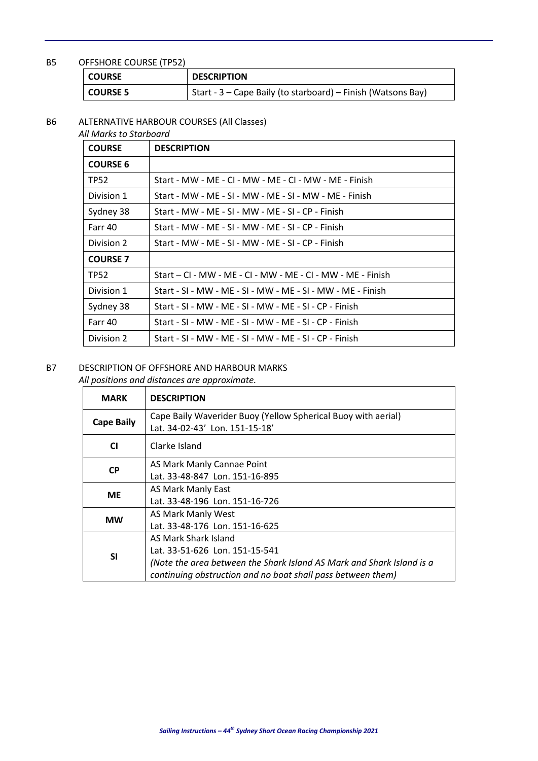B5 OFFSHORE COURSE (TP52)

| COURSE | DESCRIPTION |
|---|---|
| **COURSE 5** | Start - 3 – Cape Baily (to starboard) – Finish (Watsons Bay) |

B6 ALTERNATIVE HARBOUR COURSES (All Classes)

*All Marks to Starboard*

| COURSE | DESCRIPTION |
|---|---|
| **COURSE 6** | |
| TP52 | Start - MW - ME - CI - MW - ME - CI - MW - ME - Finish |
| Division 1 | Start - MW - ME - SI - MW - ME - SI - MW - ME - Finish |
| Sydney 38 | Start - MW - ME - SI - MW - ME - SI - CP - Finish |
| Farr 40 | Start - MW - ME - SI - MW - ME - SI - CP - Finish |
| Division 2 | Start - MW - ME - SI - MW - ME - SI - CP - Finish |
| **COURSE 7** | |
| TP52 | Start – CI - MW - ME - CI - MW - ME - CI - MW - ME - Finish |
| Division 1 | Start - SI - MW - ME - SI - MW - ME - SI - MW - ME - Finish |
| Sydney 38 | Start - SI - MW - ME - SI - MW - ME - SI - CP - Finish |
| Farr 40 | Start - SI - MW - ME - SI - MW - ME - SI - CP - Finish |
| Division 2 | Start - SI - MW - ME - SI - MW - ME - SI - CP - Finish |

B7 DESCRIPTION OF OFFSHORE AND HARBOUR MARKS

*All positions and distances are approximate.*

| MARK | DESCRIPTION |
|---|---|
| **Cape Baily** | Cape Baily Waverider Buoy (Yellow Spherical Buoy with aerial)<br>Lat. 34-02-43' Lon. 151-15-18' |
| **CI** | Clarke Island |
| **CP** | AS Mark Manly Cannae Point<br>Lat. 33-48-847 Lon. 151-16-895 |
| **ME** | AS Mark Manly East<br>Lat. 33-48-196 Lon. 151-16-726 |
| **MW** | AS Mark Manly West<br>Lat. 33-48-176 Lon. 151-16-625 |
| **SI** | AS Mark Shark Island<br>Lat. 33-51-626 Lon. 151-15-541<br>*(Note the area between the Shark Island AS Mark and Shark Island is a continuing obstruction and no boat shall pass between them)* |